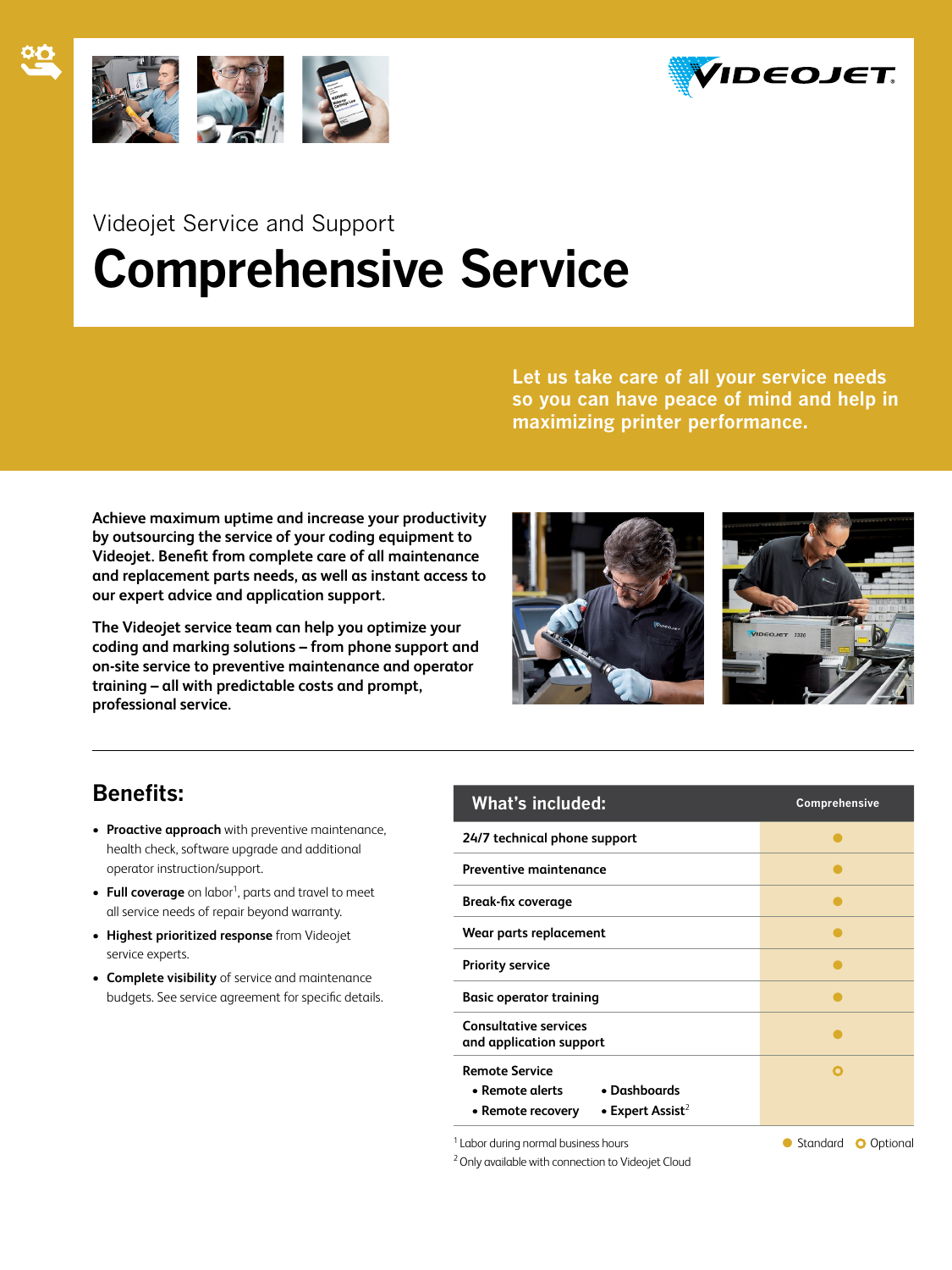Videojet Service and Support

# Comprehensive Service

**Let us take care of all your service needs so you can have peace of mind and help in maximizing printer performance.**

**Achieve maximum uptime and increase your productivity by outsourcing the service of your coding equipment to Videojet. Benefit from complete care of all maintenance and replacement parts needs, as well as instant access to our expert advice and application support.**

**The Videojet service team can help you optimize your coding and marking solutions – from phone support and on-site service to preventive maintenance and operator training – all with predictable costs and prompt, professional service.**

## Benefits:

- **Proactive approach** with preventive maintenance, health check, software upgrade and additional operator instruction/support.
- **Full coverage** on labor[1], parts and travel to meet all service needs of repair beyond warranty.
- **Highest prioritized response** from Videojet service experts.
- **Complete visibility** of service and maintenance budgets. See service agreement for specific details.

| What's included: | Comprehensive |
|---|---|
| 24/7 technical phone support | ● |
| Preventive maintenance | ● |
| Break-fix coverage | ● |
| Wear parts replacement | ● |
| Priority service | ● |
| Basic operator training | ● |
| Consultative services and application support | ● |
| Remote Service<br>• Remote alerts • Dashboards<br>• Remote recovery • Expert Assist[2] | ○ |

[1] Labor during normal business hours
[2] Only available with connection to Videojet Cloud

● Standard ○ Optional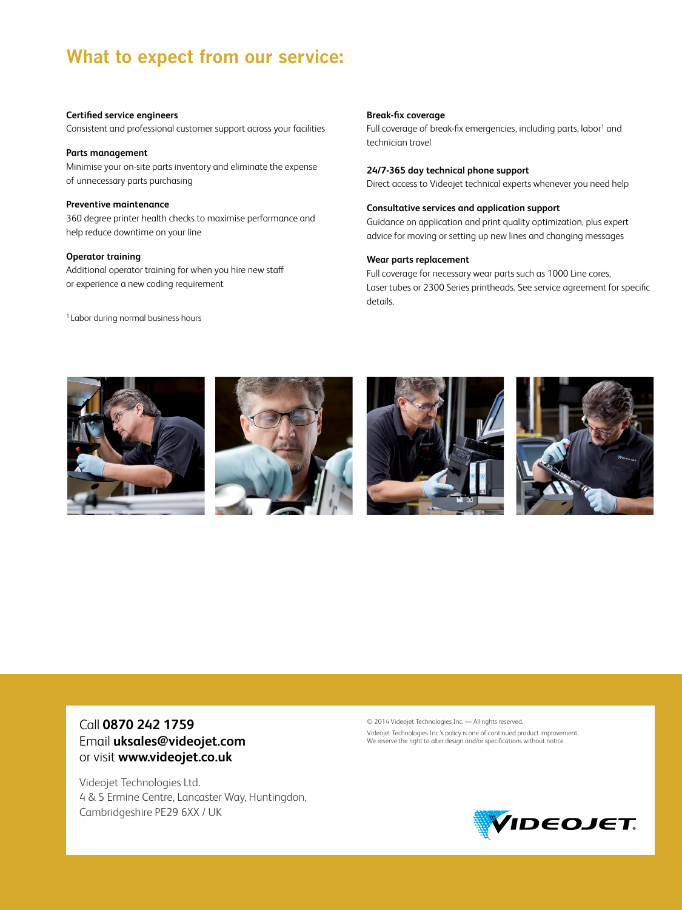## What to expect from our service:

**Certified service engineers**
Consistent and professional customer support across your facilities

**Parts management**
Minimise your on-site parts inventory and eliminate the expense of unnecessary parts purchasing

**Preventive maintenance**
360 degree printer health checks to maximise performance and help reduce downtime on your line

**Operator training**
Additional operator training for when you hire new staff or experience a new coding requirement

[1] Labor during normal business hours

**Break-fix coverage**
Full coverage of break-fix emergencies, including parts, labor[1] and technician travel

**24/7-365 day technical phone support**
Direct access to Videojet technical experts whenever you need help

**Consultative services and application support**
Guidance on application and print quality optimization, plus expert advice for moving or setting up new lines and changing messages

**Wear parts replacement**
Full coverage for necessary wear parts such as 1000 Line cores, Laser tubes or 2300 Series printheads. See service agreement for specific details.

Call **0870 242 1759**
Email **uksales@videojet.com**
or visit **www.videojet.co.uk**

Videojet Technologies Ltd.
4 & 5 Ermine Centre, Lancaster Way, Huntingdon,
Cambridgeshire PE29 6XX / UK

© 2014 Videojet Technologies Inc. — All rights reserved.

Videojet Technologies Inc.'s policy is one of continued product improvement. We reserve the right to alter design and/or specifications without notice.

VIDEOJET.